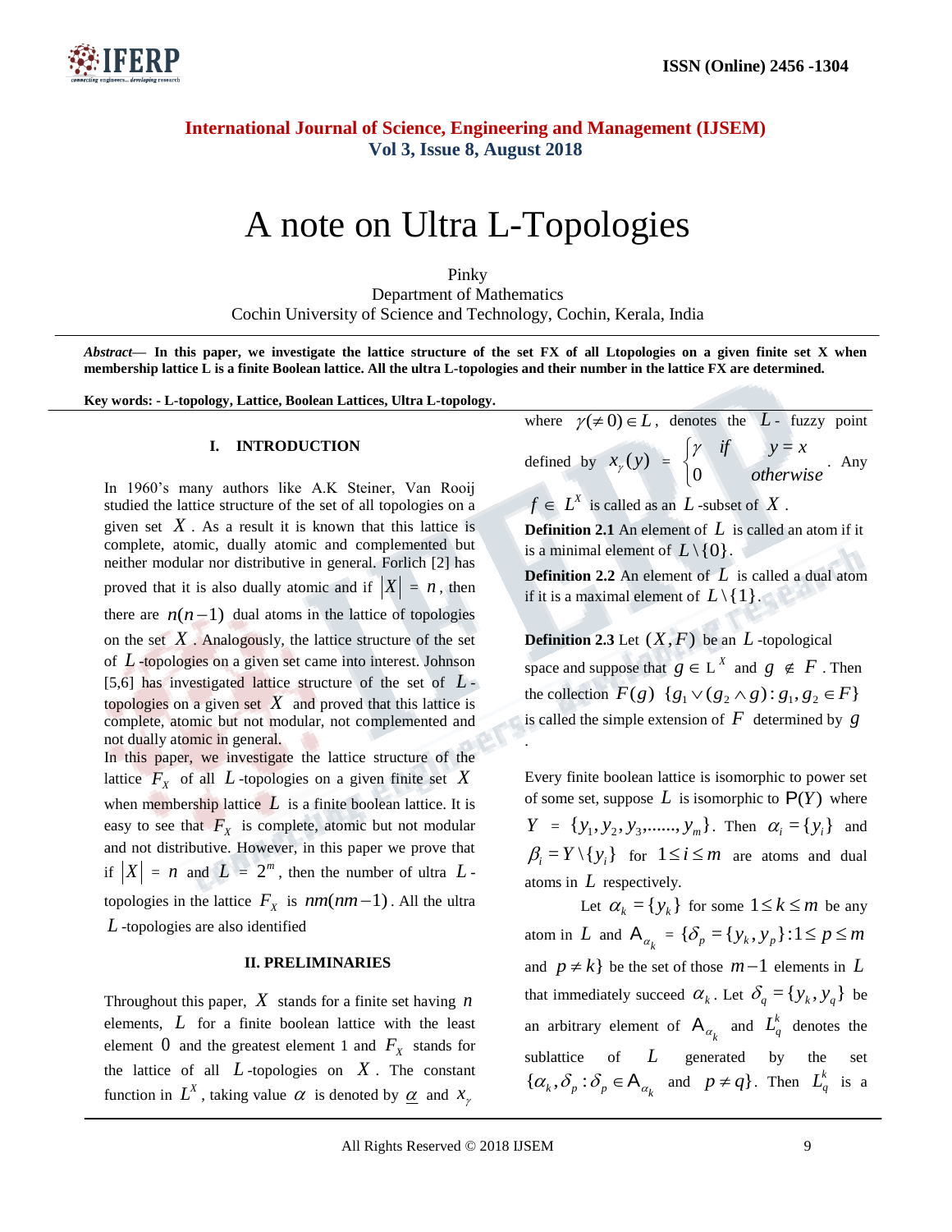# A note on Ultra L-Topologies

Pinky
Department of Mathematics
Cochin University of Science and Technology, Cochin, Kerala, India

***Abstract*— In this paper, we investigate the lattice structure of the set FX of all Ltopologies on a given finite set X when membership lattice L is a finite Boolean lattice. All the ultra L-topologies and their number in the lattice FX are determined.**

**Key words: - L-topology, Lattice, Boolean Lattices, Ultra L-topology.**

## I. INTRODUCTION

In 1960's many authors like A.K Steiner, Van Rooij studied the lattice structure of the set of all topologies on a given set $X$. As a result it is known that this lattice is complete, atomic, dually atomic and complemented but neither modular nor distributive in general. Forlich [2] has proved that it is also dually atomic and if $|X| = n$, then there are $n(n-1)$ dual atoms in the lattice of topologies on the set $X$. Analogously, the lattice structure of the set of $L$-topologies on a given set came into interest. Johnson [5,6] has investigated lattice structure of the set of $L$-topologies on a given set $X$ and proved that this lattice is complete, atomic but not modular, not complemented and not dually atomic in general.

In this paper, we investigate the lattice structure of the lattice $F_X$ of all $L$-topologies on a given finite set $X$ when membership lattice $L$ is a finite boolean lattice. It is easy to see that $F_X$ is complete, atomic but not modular and not distributive. However, in this paper we prove that if $|X| = n$ and $L = 2^m$, then the number of ultra $L$-topologies in the lattice $F_X$ is $nm(nm-1)$. All the ultra $L$-topologies are also identified

## II. PRELIMINARIES

Throughout this paper, $X$ stands for a finite set having $n$ elements, $L$ for a finite boolean lattice with the least element $0$ and the greatest element 1 and $F_X$ stands for the lattice of all $L$-topologies on $X$. The constant function in $L^X$, taking value $\alpha$ is denoted by $\underline{\alpha}$ and $x_\gamma$ where $\gamma(\neq 0) \in L$, denotes the $L$- fuzzy point defined by $x_\gamma(y) = \begin{cases} \gamma & if \quad y = x \\ 0 & otherwise \end{cases}$. Any $f \in L^X$ is called as an $L$-subset of $X$.

**Definition 2.1** An element of $L$ is called an atom if it is a minimal element of $L \setminus \{0\}$.

**Definition 2.2** An element of $L$ is called a dual atom if it is a maximal element of $L \setminus \{1\}$.

**Definition 2.3** Let $(X, F)$ be an $L$-topological space and suppose that $g \in L^X$ and $g \notin F$. Then the collection $F(g)$ $\{g_1 \vee (g_2 \wedge g) : g_1, g_2 \in F\}$ is called the simple extension of $F$ determined by $g$.

Every finite boolean lattice is isomorphic to power set of some set, suppose $L$ is isomorphic to $\mathrm{P}(Y)$ where $Y = \{y_1, y_2, y_3, \ldots\ldots, y_m\}$. Then $\alpha_i = \{y_i\}$ and $\beta_i = Y \setminus \{y_i\}$ for $1 \leq i \leq m$ are atoms and dual atoms in $L$ respectively.

Let $\alpha_k = \{y_k\}$ for some $1 \leq k \leq m$ be any atom in $L$ and $\mathrm{A}_{\alpha_k} = \{\delta_p = \{y_k, y_p\} : 1 \leq p \leq m$ and $p \neq k\}$ be the set of those $m-1$ elements in $L$ that immediately succeed $\alpha_k$. Let $\delta_q = \{y_k, y_q\}$ be an arbitrary element of $\mathrm{A}_{\alpha_k}$ and $L_q^k$ denotes the sublattice of $L$ generated by the set $\{\alpha_k, \delta_p : \delta_p \in \mathrm{A}_{\alpha_k}$ and $p \neq q\}$. Then $L_q^k$ is a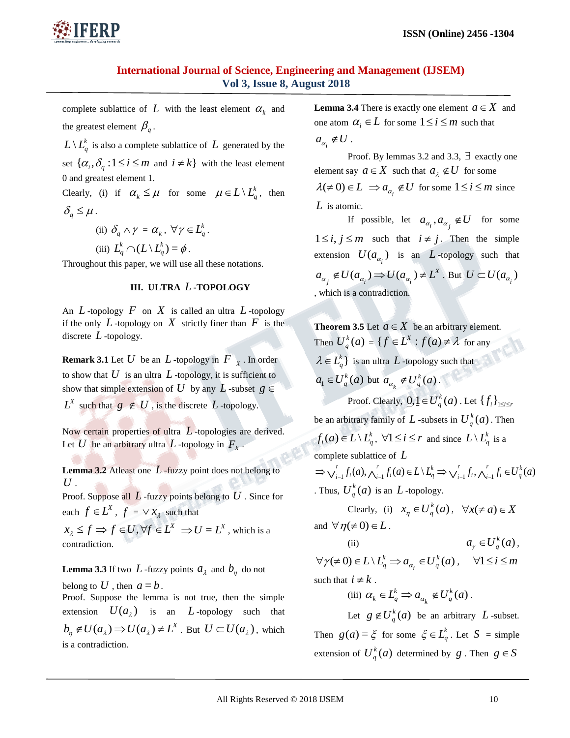complete sublattice of $L$ with the least element $\alpha_k$ and the greatest element $\beta_q$.

$L \setminus L_q^k$ is also a complete sublattice of $L$ generated by the set $\{\alpha_i, \delta_q : 1 \le i \le m \text{ and } i \ne k\}$ with the least element 0 and greatest element 1.

Clearly, (i) if $\alpha_k \le \mu$ for some $\mu \in L \setminus L_q^k$, then $\delta_q \le \mu$.

(ii) $\delta_q \wedge \gamma = \alpha_k$, $\forall \gamma \in L_q^k$.

(iii) $L_q^k \cap (L \setminus L_q^k) = \phi$.

Throughout this paper, we will use all these notations.

## III. ULTRA $L$-TOPOLOGY

An $L$-topology $F$ on $X$ is called an ultra $L$-topology if the only $L$-topology on $X$ strictly finer than $F$ is the discrete $L$-topology.

**Remark 3.1** Let $U$ be an $L$-topology in $F_X$. In order to show that $U$ is an ultra $L$-topology, it is sufficient to show that simple extension of $U$ by any $L$-subset $g \in L^X$ such that $g \notin U$, is the discrete $L$-topology.

Now certain properties of ultra $L$-topologies are derived. Let $U$ be an arbitrary ultra $L$-topology in $F_X$.

**Lemma 3.2** Atleast one $L$-fuzzy point does not belong to $U$.

Proof. Suppose all $L$-fuzzy points belong to $U$. Since for each $f \in L^X$, $f = \vee x_\lambda$ such that $x_\lambda \le f \Rightarrow f \in U, \forall f \in L^X \Rightarrow U = L^X$, which is a contradiction.

**Lemma 3.3** If two $L$-fuzzy points $a_\lambda$ and $b_\eta$ do not belong to $U$, then $a = b$.

Proof. Suppose the lemma is not true, then the simple extension $U(a_\lambda)$ is an $L$-topology such that $b_\eta \notin U(a_\lambda) \Rightarrow U(a_\lambda) \ne L^X$. But $U \subset U(a_\lambda)$, which is a contradiction.

**Lemma 3.4** There is exactly one element $a \in X$ and one atom $\alpha_i \in L$ for some $1 \le i \le m$ such that $a_{\alpha_i} \notin U$.

Proof. By lemmas 3.2 and 3.3, $\exists$ exactly one element say $a \in X$ such that $a_\lambda \notin U$ for some $\lambda (\ne 0) \in L \Rightarrow a_{\alpha_i} \notin U$ for some $1 \le i \le m$ since $L$ is atomic.

If possible, let $a_{\alpha_i}, a_{\alpha_j} \notin U$ for some $1 \le i, j \le m$ such that $i \ne j$. Then the simple extension $U(a_{\alpha_i})$ is an $L$-topology such that $a_{\alpha_j} \notin U(a_{\alpha_i}) \Rightarrow U(a_{\alpha_i}) \ne L^X$. But $U \subset U(a_{\alpha_i})$, which is a contradiction.

**Theorem 3.5** Let $a \in X$ be an arbitrary element. Then $U_q^k(a) = \{f \in L^X : f(a) \ne \lambda \text{ for any } \lambda \in L_q^k\}$ is an ultra $L$-topology such that $a_1 \in U_q^k(a)$ but $a_{\alpha_k} \notin U_q^k(a)$.

Proof. Clearly, $\underline{0}, \underline{1} \in U_q^k(a)$. Let $\{f_i\}_{1 \le i \le r}$ be an arbitrary family of $L$-subsets in $U_q^k(a)$. Then $f_i(a) \in L \setminus L_q^k$, $\forall 1 \le i \le r$ and since $L \setminus L_q^k$ is a complete sublattice of $L$

$\Rightarrow \bigvee_{i=1}^{r} f_i(a), \bigwedge_{i=1}^{r} f_i(a) \in L \setminus L_q^k \Rightarrow \bigvee_{i=1}^{r} f_i, \bigwedge_{i=1}^{r} f_i \in U_q^k(a)$. Thus, $U_q^k(a)$ is an $L$-topology.

Clearly, (i) $x_\eta \in U_q^k(a)$, $\forall x (\ne a) \in X$ and $\forall \eta (\ne 0) \in L$.

(ii) $a_\gamma \in U_q^k(a)$, $\forall \gamma (\ne 0) \in L \setminus L_q^k \Rightarrow a_{\alpha_i} \in U_q^k(a)$, $\forall 1 \le i \le m$ such that $i \ne k$.

(iii) $\alpha_k \in L_q^k \Rightarrow a_{\alpha_k} \notin U_q^k(a)$.

Let $g \notin U_q^k(a)$ be an arbitrary $L$-subset. Then $g(a) = \xi$ for some $\xi \in L_q^k$. Let $S$ = simple extension of $U_q^k(a)$ determined by $g$. Then $g \in S$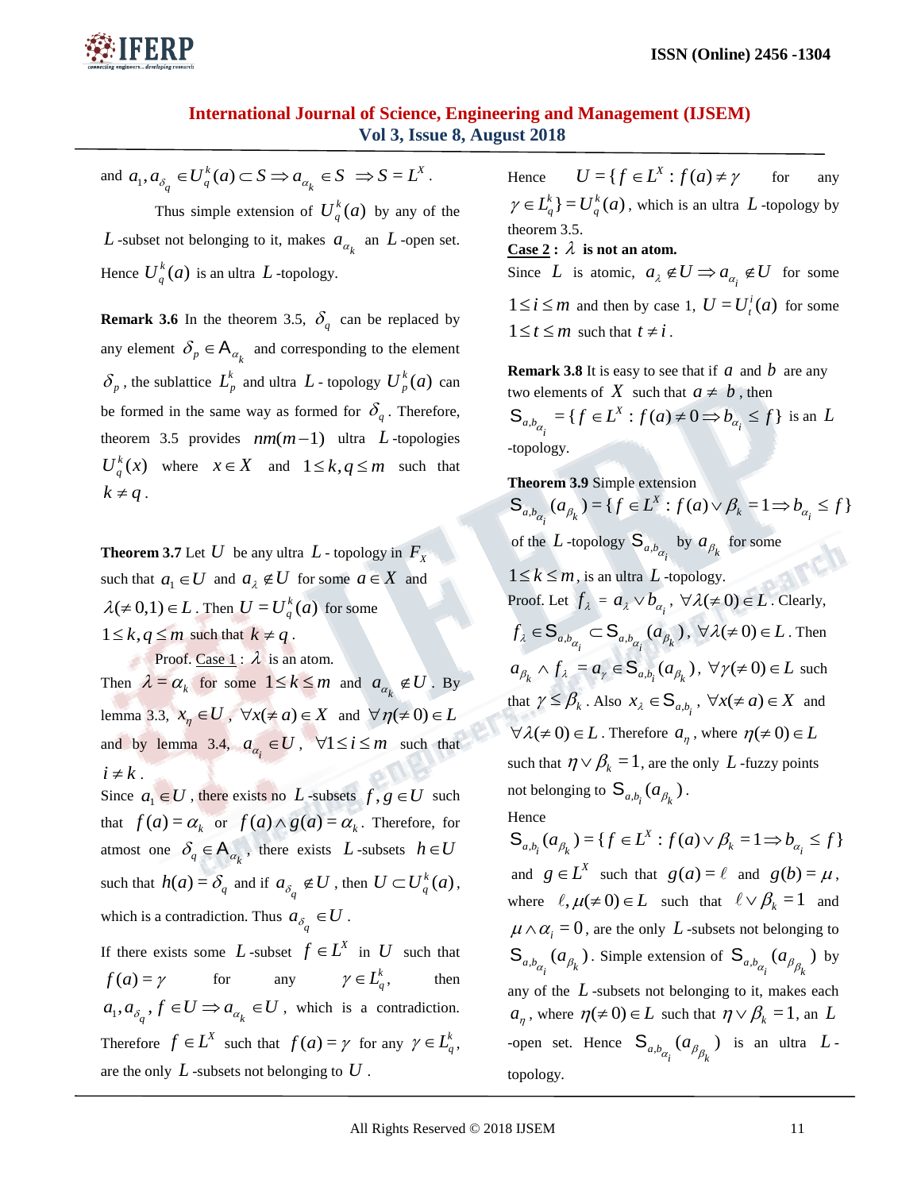and $a_1, a_{\delta_q} \in U_q^k(a) \subset S \Rightarrow a_{\alpha_k} \in S \Rightarrow S = L^X$.

Thus simple extension of $U_q^k(a)$ by any of the $L$-subset not belonging to it, makes $a_{\alpha_k}$ an $L$-open set. Hence $U_q^k(a)$ is an ultra $L$-topology.

**Remark 3.6** In the theorem 3.5, $\delta_q$ can be replaced by any element $\delta_p \in A_{\alpha_k}$ and corresponding to the element $\delta_p$, the sublattice $L_p^k$ and ultra $L$ - topology $U_p^k(a)$ can be formed in the same way as formed for $\delta_q$. Therefore, theorem 3.5 provides $nm(m-1)$ ultra $L$-topologies $U_q^k(x)$ where $x \in X$ and $1 \le k, q \le m$ such that $k \ne q$.

**Theorem 3.7** Let $U$ be any ultra $L$ - topology in $F_X$ such that $a_1 \in U$ and $a_\lambda \notin U$ for some $a \in X$ and $\lambda(\ne 0,1) \in L$. Then $U = U_q^k(a)$ for some $1 \le k, q \le m$ such that $k \ne q$.

Proof. Case 1 : $\lambda$ is an atom.

Then $\lambda = \alpha_k$ for some $1 \le k \le m$ and $a_{\alpha_k} \notin U$. By lemma 3.3, $x_\eta \in U$, $\forall x(\ne a) \in X$ and $\forall \eta(\ne 0) \in L$ and by lemma 3.4, $a_{\alpha_i} \in U$, $\forall 1 \le i \le m$ such that $i \ne k$.

Since $a_1 \in U$, there exists no $L$-subsets $f, g \in U$ such that $f(a) = \alpha_k$ or $f(a) \wedge g(a) = \alpha_k$. Therefore, for atmost one $\delta_q \in A_{\alpha_k}$, there exists $L$-subsets $h \in U$ such that $h(a) = \delta_q$ and if $a_{\delta_q} \notin U$, then $U \subset U_q^k(a)$, which is a contradiction. Thus $a_{\delta_q} \in U$.

If there exists some $L$-subset $f \in L^X$ in $U$ such that $f(a) = \gamma$ for any $\gamma \in L_q^k$, then $a_1, a_{\delta_q}, f \in U \Rightarrow a_{\alpha_k} \in U$, which is a contradiction. Therefore $f \in L^X$ such that $f(a) = \gamma$ for any $\gamma \in L_q^k$, are the only $L$-subsets not belonging to $U$.

Hence $U = \{f \in L^X : f(a) \ne \gamma$ for any $\gamma \in L_q^k\} = U_q^k(a)$, which is an ultra $L$-topology by theorem 3.5.

Case 2 : $\lambda$ is not an atom.

Since $L$ is atomic, $a_\lambda \notin U \Rightarrow a_{\alpha_i} \notin U$ for some $1 \le i \le m$ and then by case 1, $U = U_t^i(a)$ for some $1 \le t \le m$ such that $t \ne i$.

**Remark 3.8** It is easy to see that if $a$ and $b$ are any two elements of $X$ such that $a \ne b$, then $S_{a,b_{\alpha_i}} = \{f \in L^X : f(a) \ne 0 \Rightarrow b_{\alpha_i} \le f\}$ is an $L$-topology.

**Theorem 3.9** Simple extension $S_{a,b_{\alpha_i}}(a_{\beta_k}) = \{f \in L^X : f(a) \vee \beta_k = 1 \Rightarrow b_{\alpha_i} \le f\}$ of the $L$-topology $S_{a,b_{\alpha_i}}$ by $a_{\beta_k}$ for some $1 \le k \le m$, is an ultra $L$-topology.

Proof. Let $f_\lambda = a_\lambda \vee b_{\alpha_i}$, $\forall \lambda(\ne 0) \in L$. Clearly, $f_\lambda \in S_{a,b_{\alpha_i}} \subset S_{a,b_{\alpha_i}}(a_{\beta_k})$, $\forall \lambda(\ne 0) \in L$. Then $a_{\beta_k} \wedge f_\lambda = a_\gamma \in S_{a,b_i}(a_{\beta_k})$, $\forall \gamma(\ne 0) \in L$ such that $\gamma \le \beta_k$. Also $x_\lambda \in S_{a,b_i}$, $\forall x(\ne a) \in X$ and $\forall \lambda(\ne 0) \in L$. Therefore $a_\eta$, where $\eta(\ne 0) \in L$ such that $\eta \vee \beta_k = 1$, are the only $L$-fuzzy points not belonging to $S_{a,b_i}(a_{\beta_k})$.

Hence

$S_{a,b_i}(a_{\beta_k}) = \{f \in L^X : f(a) \vee \beta_k = 1 \Rightarrow b_{\alpha_i} \le f\}$ and $g \in L^X$ such that $g(a) = \ell$ and $g(b) = \mu$, where $\ell, \mu(\ne 0) \in L$ such that $\ell \vee \beta_k = 1$ and $\mu \wedge \alpha_i = 0$, are the only $L$-subsets not belonging to $S_{a,b_{\alpha_i}}(a_{\beta_k})$. Simple extension of $S_{a,b_{\alpha_i}}(a_{\beta_{\beta_k}})$ by any of the $L$-subsets not belonging to it, makes each $a_\eta$, where $\eta(\ne 0) \in L$ such that $\eta \vee \beta_k = 1$, an $L$-open set. Hence $S_{a,b_{\alpha_i}}(a_{\beta_{\beta_k}})$ is an ultra $L$-topology.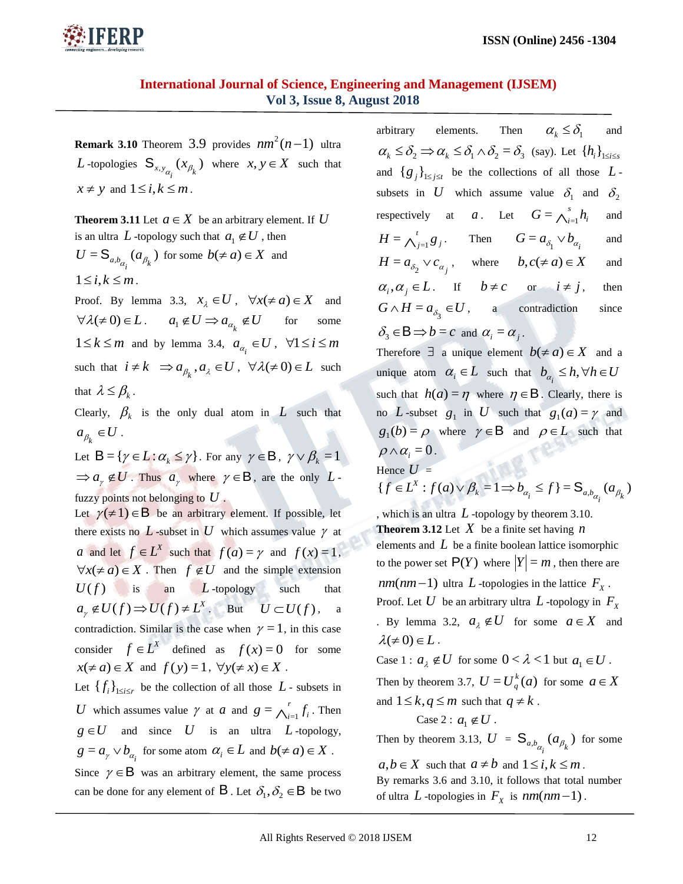**Remark 3.10** Theorem 3.9 provides $nm^2(n-1)$ ultra $L$-topologies $\mathcal{S}_{x,y_{\alpha_i}}(x_{\beta_k})$ where $x, y \in X$ such that $x \neq y$ and $1 \leq i, k \leq m$.

**Theorem 3.11** Let $a \in X$ be an arbitrary element. If $U$ is an ultra $L$-topology such that $a_1 \notin U$, then $U = \mathcal{S}_{a,b_{\alpha_i}}(a_{\beta_k})$ for some $b(\neq a) \in X$ and $1 \leq i, k \leq m$.

Proof. By lemma 3.3, $x_\lambda \in U$, $\forall x(\neq a) \in X$ and $\forall \lambda(\neq 0) \in L$. $a_1 \notin U \Rightarrow a_{\alpha_k} \notin U$ for some $1 \leq k \leq m$ and by lemma 3.4, $a_{\alpha_i} \in U$, $\forall 1 \leq i \leq m$ such that $i \neq k$ $\Rightarrow a_{\beta_k}, a_\lambda \in U$, $\forall \lambda(\neq 0) \in L$ such that $\lambda \leq \beta_k$.

Clearly, $\beta_k$ is the only dual atom in $L$ such that $a_{\beta_k} \in U$.

Let $\mathrm{B} = \{\gamma \in L : \alpha_k \leq \gamma\}$. For any $\gamma \in \mathrm{B}$, $\gamma \vee \beta_k = 1$ $\Rightarrow a_\gamma \notin U$. Thus $a_\gamma$ where $\gamma \in \mathrm{B}$, are the only $L$-fuzzy points not belonging to $U$.

Let $\gamma(\neq 1) \in \mathrm{B}$ be an arbitrary element. If possible, let there exists no $L$-subset in $U$ which assumes value $\gamma$ at $a$ and let $f \in L^X$ such that $f(a) = \gamma$ and $f(x) = 1$, $\forall x(\neq a) \in X$. Then $f \notin U$ and the simple extension $U(f)$ is an $L$-topology such that $a_\gamma \notin U(f) \Rightarrow U(f) \neq L^X$. But $U \subset U(f)$, a contradiction. Similar is the case when $\gamma = 1$, in this case consider $f \in L^X$ defined as $f(x) = 0$ for some $x(\neq a) \in X$ and $f(y) = 1$, $\forall y(\neq x) \in X$.

Let $\{f_i\}_{1 \leq i \leq r}$ be the collection of all those $L$-subsets in $U$ which assumes value $\gamma$ at $a$ and $g = \bigwedge_{i=1}^{r} f_i$. Then $g \in U$ and since $U$ is an ultra $L$-topology, $g = a_\gamma \vee b_{\alpha_i}$ for some atom $\alpha_i \in L$ and $b(\neq a) \in X$.

Since $\gamma \in \mathrm{B}$ was an arbitrary element, the same process can be done for any element of $\mathrm{B}$. Let $\delta_1, \delta_2 \in \mathrm{B}$ be two arbitrary elements. Then $\alpha_k \leq \delta_1$ and $\alpha_k \leq \delta_2 \Rightarrow \alpha_k \leq \delta_1 \wedge \delta_2 = \delta_3$ (say). Let $\{h_i\}_{1 \leq i \leq s}$ and $\{g_j\}_{1 \leq j \leq t}$ be the collections of all those $L$-subsets in $U$ which assume value $\delta_1$ and $\delta_2$ respectively at $a$. Let $G = \bigwedge_{i=1}^{s} h_i$ and $H = \bigwedge_{j=1}^{t} g_j$. Then $G = a_{\delta_1} \vee b_{\alpha_i}$ and $H = a_{\delta_2} \vee c_{\alpha_j}$, where $b, c(\neq a) \in X$ and $\alpha_i, \alpha_j \in L$. If $b \neq c$ or $i \neq j$, then $G \wedge H = a_{\delta_3} \in U$, a contradiction since $\delta_3 \in \mathrm{B} \Rightarrow b = c$ and $\alpha_i = \alpha_j$.

Therefore $\exists$ a unique element $b(\neq a) \in X$ and a unique atom $\alpha_i \in L$ such that $b_{\alpha_i} \leq h, \forall h \in U$ such that $h(a) = \eta$ where $\eta \in \mathrm{B}$. Clearly, there is no $L$-subset $g_1$ in $U$ such that $g_1(a) = \gamma$ and $g_1(b) = \rho$ where $\gamma \in \mathrm{B}$ and $\rho \in L$ such that $\rho \wedge \alpha_i = 0$.

Hence $U$ = $\{f \in L^X : f(a) \vee \beta_k = 1 \Rightarrow b_{\alpha_i} \leq f\} = \mathcal{S}_{a,b_{\alpha_i}}(a_{\beta_k})$, which is an ultra $L$-topology by theorem 3.10.

**Theorem 3.12** Let $X$ be a finite set having $n$ elements and $L$ be a finite boolean lattice isomorphic to the power set $\mathcal{P}(Y)$ where $|Y| = m$, then there are $nm(nm-1)$ ultra $L$-topologies in the lattice $F_X$.

Proof. Let $U$ be an arbitrary ultra $L$-topology in $F_X$. By lemma 3.2, $a_\lambda \notin U$ for some $a \in X$ and $\lambda(\neq 0) \in L$.

Case 1 : $a_\lambda \notin U$ for some $0 < \lambda < 1$ but $a_1 \in U$.

Then by theorem 3.7, $U = U_q^k(a)$ for some $a \in X$ and $1 \leq k, q \leq m$ such that $q \neq k$.

Case 2 : $a_1 \notin U$.

Then by theorem 3.13, $U$ = $\mathcal{S}_{a,b_{\alpha_i}}(a_{\beta_k})$ for some $a, b \in X$ such that $a \neq b$ and $1 \leq i, k \leq m$.

By remarks 3.6 and 3.10, it follows that total number of ultra $L$-topologies in $F_X$ is $nm(nm-1)$.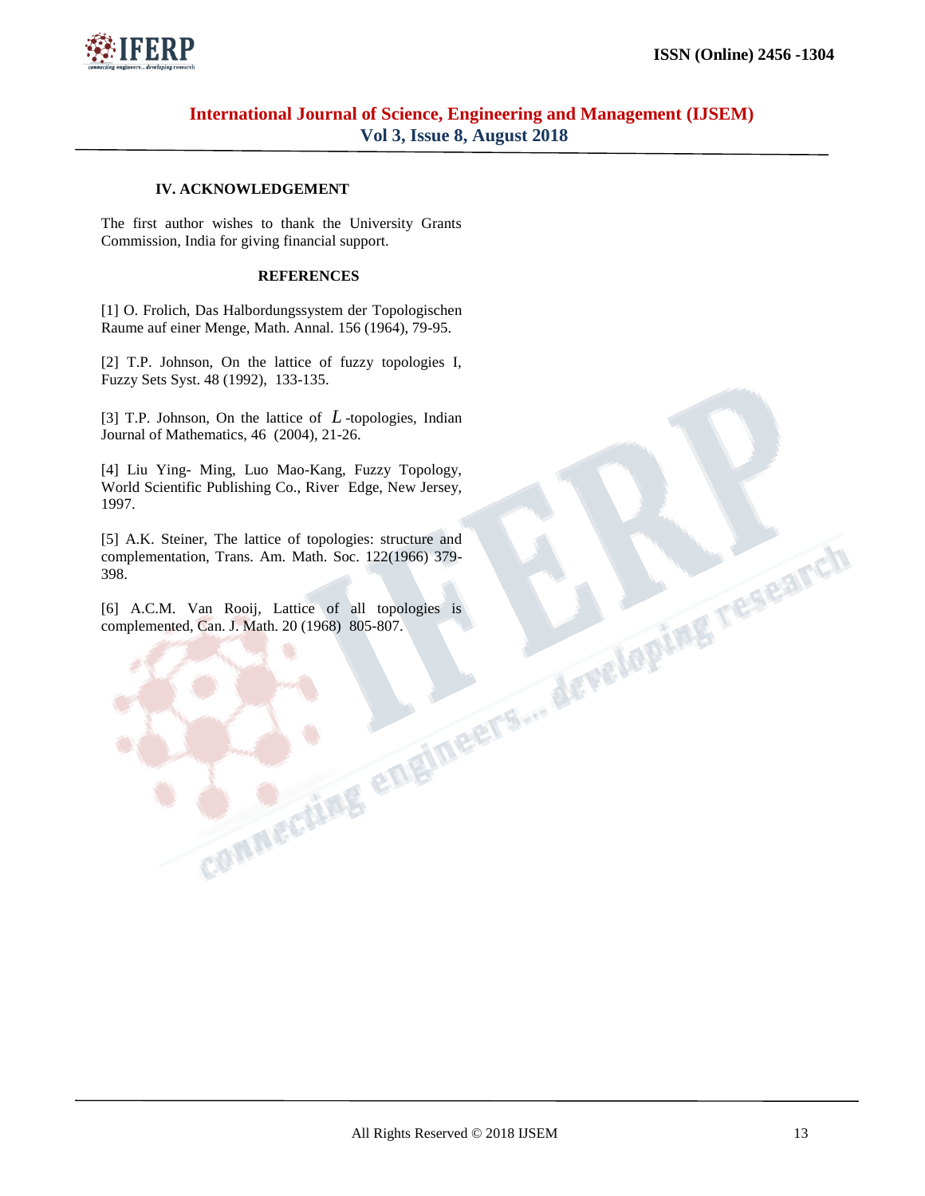## IV. ACKNOWLEDGEMENT

The first author wishes to thank the University Grants Commission, India for giving financial support.

## REFERENCES

[1] O. Frolich, Das Halbordungssystem der Topologischen Raume auf einer Menge, Math. Annal. 156 (1964), 79-95.

[2] T.P. Johnson, On the lattice of fuzzy topologies I, Fuzzy Sets Syst. 48 (1992), 133-135.

[3] T.P. Johnson, On the lattice of $L$-topologies, Indian Journal of Mathematics, 46 (2004), 21-26.

[4] Liu Ying- Ming, Luo Mao-Kang, Fuzzy Topology, World Scientific Publishing Co., River Edge, New Jersey, 1997.

[5] A.K. Steiner, The lattice of topologies: structure and complementation, Trans. Am. Math. Soc. 122(1966) 379-398.

[6] A.C.M. Van Rooij, Lattice of all topologies is complemented, Can. J. Math. 20 (1968) 805-807.